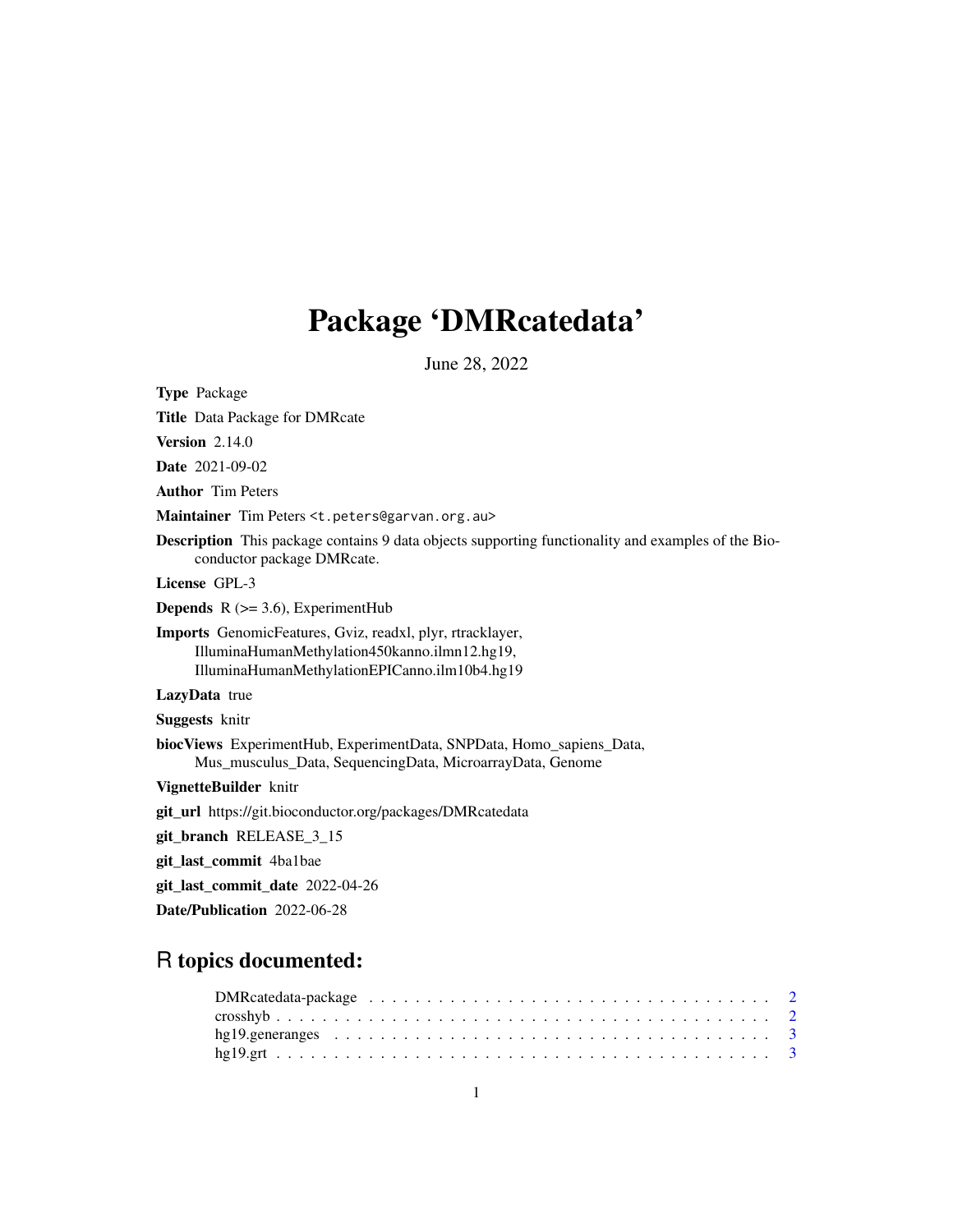# Package 'DMRcatedata'

June 28, 2022

**Type** Package

**Title** Data Package for DMRcate

**Version** 2.14.0

**Date** 2021-09-02

**Author** Tim Peters

**Maintainer** Tim Peters <t.peters@garvan.org.au>

**Description** This package contains 9 data objects supporting functionality and examples of the Bioconductor package DMRcate.

**License** GPL-3

**Depends** R (>= 3.6), ExperimentHub

**Imports** GenomicFeatures, Gviz, readxl, plyr, rtracklayer, IlluminaHumanMethylation450kanno.ilmn12.hg19, IlluminaHumanMethylationEPICanno.ilm10b4.hg19

**LazyData** true

**Suggests** knitr

**biocViews** ExperimentHub, ExperimentData, SNPData, Homo_sapiens_Data, Mus_musculus_Data, SequencingData, MicroarrayData, Genome

**VignetteBuilder** knitr

**git_url** https://git.bioconductor.org/packages/DMRcatedata

**git_branch** RELEASE_3_15

**git_last_commit** 4ba1bae

**git_last_commit_date** 2022-04-26

**Date/Publication** 2022-06-28

## R topics documented:

- DMRcatedata-package . . . . . . . . . . . . . . . . . . . . . . . . . . . . . . . . . . 2
- crosshyb . . . . . . . . . . . . . . . . . . . . . . . . . . . . . . . . . . . . . . . . 2
- hg19.generanges . . . . . . . . . . . . . . . . . . . . . . . . . . . . . . . . . . . . 3
- hg19.grt . . . . . . . . . . . . . . . . . . . . . . . . . . . . . . . . . . . . . . . . 3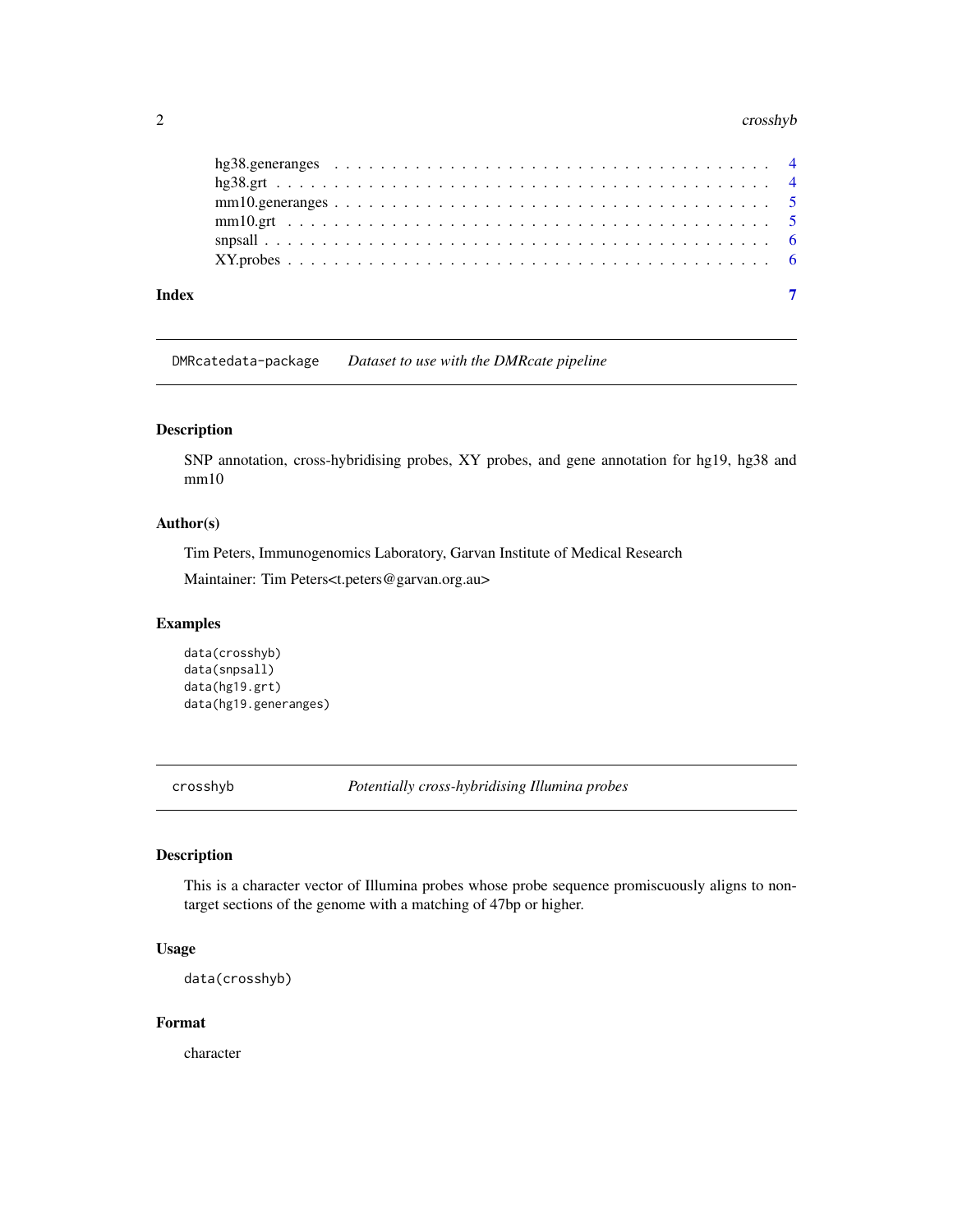hg38.generanges . . . . . . . . . . . . . . . . . . . . . . . . . . . . . . . . . . . 4
hg38.grt . . . . . . . . . . . . . . . . . . . . . . . . . . . . . . . . . . . . . . . 4
mm10.generanges . . . . . . . . . . . . . . . . . . . . . . . . . . . . . . . . . . . 5
mm10.grt . . . . . . . . . . . . . . . . . . . . . . . . . . . . . . . . . . . . . . . 5
snpsall . . . . . . . . . . . . . . . . . . . . . . . . . . . . . . . . . . . . . . . . 6
XY.probes . . . . . . . . . . . . . . . . . . . . . . . . . . . . . . . . . . . . . . 6

**Index** **7**

## DMRcatedata-package *Dataset to use with the DMRcate pipeline*

### Description

SNP annotation, cross-hybridising probes, XY probes, and gene annotation for hg19, hg38 and mm10

### Author(s)

Tim Peters, Immunogenomics Laboratory, Garvan Institute of Medical Research

Maintainer: Tim Peters<t.peters@garvan.org.au>

### Examples

```
data(crosshyb)
data(snpsall)
data(hg19.grt)
data(hg19.generanges)
```

## crosshyb *Potentially cross-hybridising Illumina probes*

### Description

This is a character vector of Illumina probes whose probe sequence promiscuously aligns to non-target sections of the genome with a matching of 47bp or higher.

### Usage

```
data(crosshyb)
```

### Format

character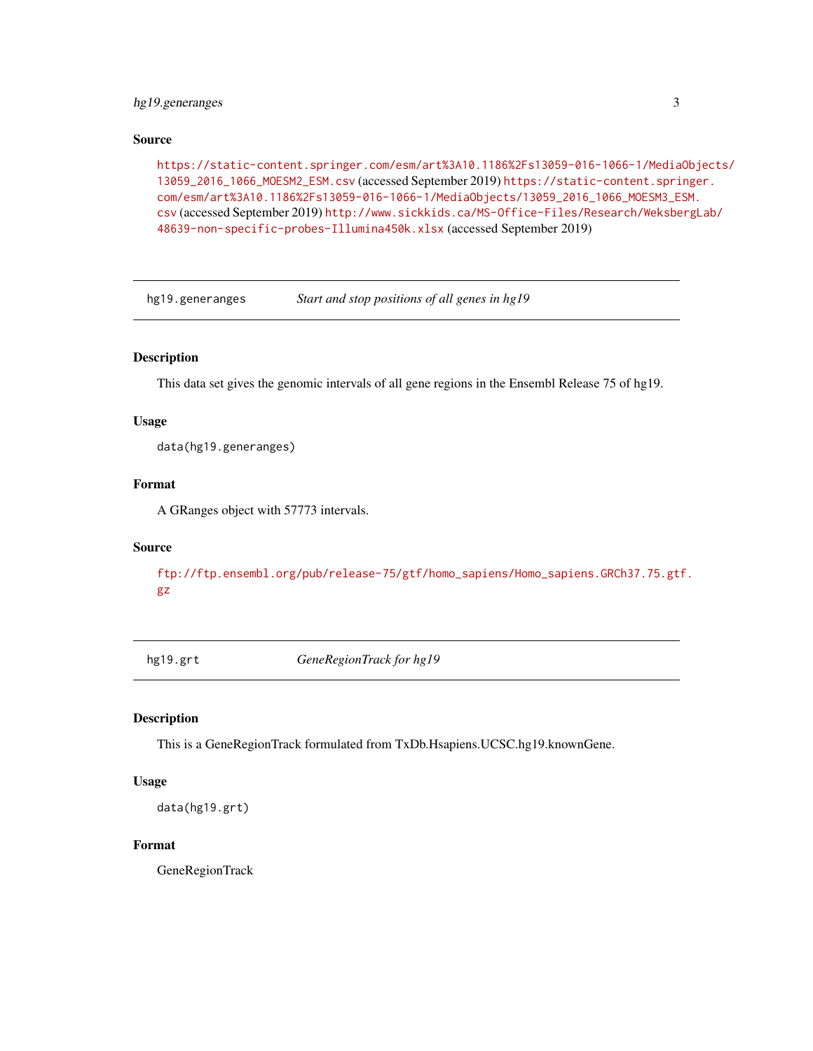### Source

https://static-content.springer.com/esm/art%3A10.1186%2Fs13059-016-1066-1/MediaObjects/13059_2016_1066_MOESM2_ESM.csv (accessed September 2019) https://static-content.springer.com/esm/art%3A10.1186%2Fs13059-016-1066-1/MediaObjects/13059_2016_1066_MOESM3_ESM.csv (accessed September 2019) http://www.sickkids.ca/MS-Office-Files/Research/WeksbergLab/48639-non-specific-probes-Illumina450k.xlsx (accessed September 2019)

---

## hg19.generanges — *Start and stop positions of all genes in hg19*

---

### Description

This data set gives the genomic intervals of all gene regions in the Ensembl Release 75 of hg19.

### Usage

```
data(hg19.generanges)
```

### Format

A GRanges object with 57773 intervals.

### Source

ftp://ftp.ensembl.org/pub/release-75/gtf/homo_sapiens/Homo_sapiens.GRCh37.75.gtf.gz

---

## hg19.grt — *GeneRegionTrack for hg19*

---

### Description

This is a GeneRegionTrack formulated from TxDb.Hsapiens.UCSC.hg19.knownGene.

### Usage

```
data(hg19.grt)
```

### Format

GeneRegionTrack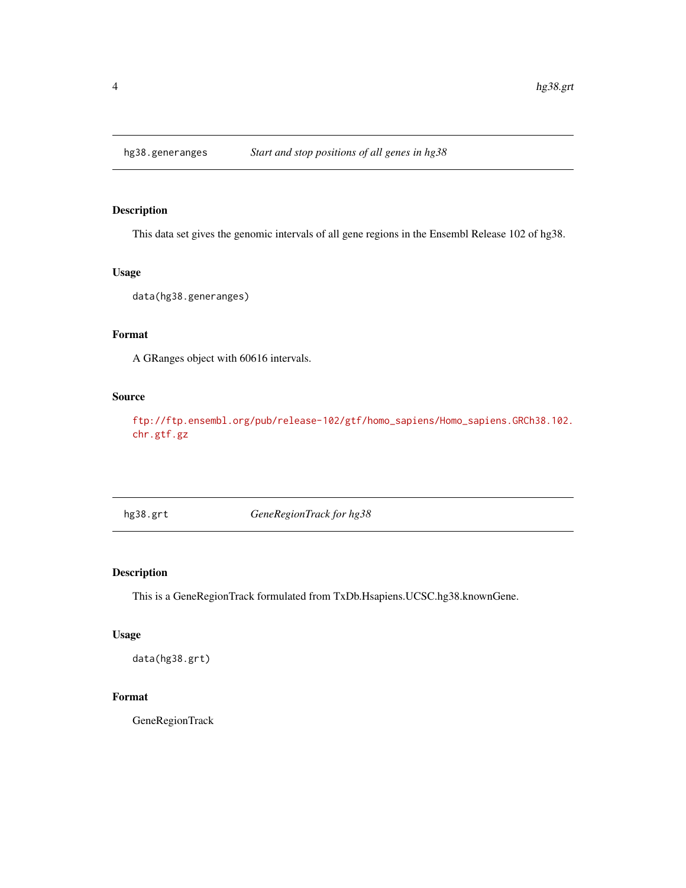## hg38.generanges — *Start and stop positions of all genes in hg38*

### Description

This data set gives the genomic intervals of all gene regions in the Ensembl Release 102 of hg38.

### Usage

```
data(hg38.generanges)
```

### Format

A GRanges object with 60616 intervals.

### Source

ftp://ftp.ensembl.org/pub/release-102/gtf/homo_sapiens/Homo_sapiens.GRCh38.102.chr.gtf.gz

## hg38.grt — *GeneRegionTrack for hg38*

### Description

This is a GeneRegionTrack formulated from TxDb.Hsapiens.UCSC.hg38.knownGene.

### Usage

```
data(hg38.grt)
```

### Format

GeneRegionTrack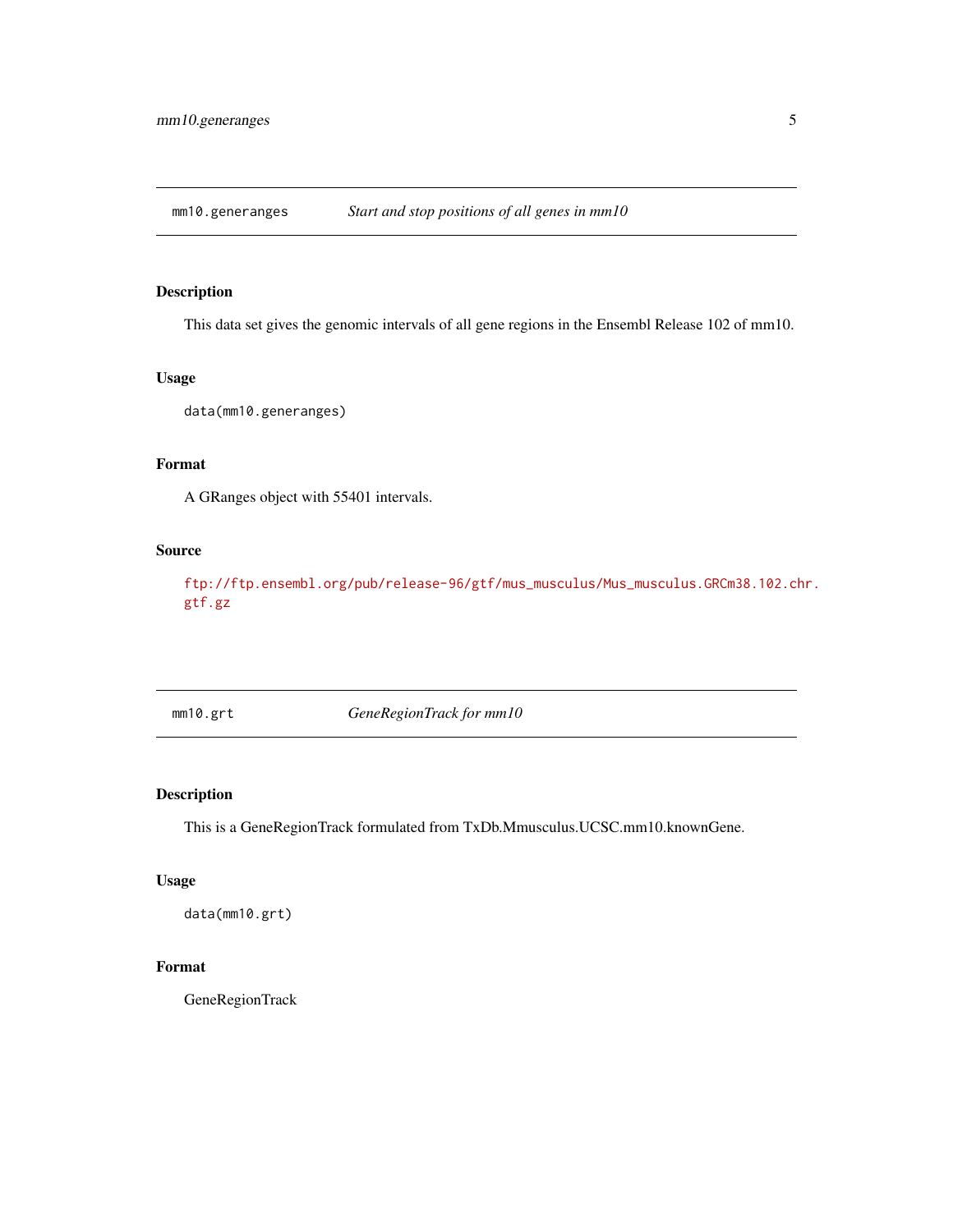## mm10.generanges — *Start and stop positions of all genes in mm10*

### Description

This data set gives the genomic intervals of all gene regions in the Ensembl Release 102 of mm10.

### Usage

```
data(mm10.generanges)
```

### Format

A GRanges object with 55401 intervals.

### Source

ftp://ftp.ensembl.org/pub/release-96/gtf/mus_musculus/Mus_musculus.GRCm38.102.chr.gtf.gz

## mm10.grt — *GeneRegionTrack for mm10*

### Description

This is a GeneRegionTrack formulated from TxDb.Mmusculus.UCSC.mm10.knownGene.

### Usage

```
data(mm10.grt)
```

### Format

GeneRegionTrack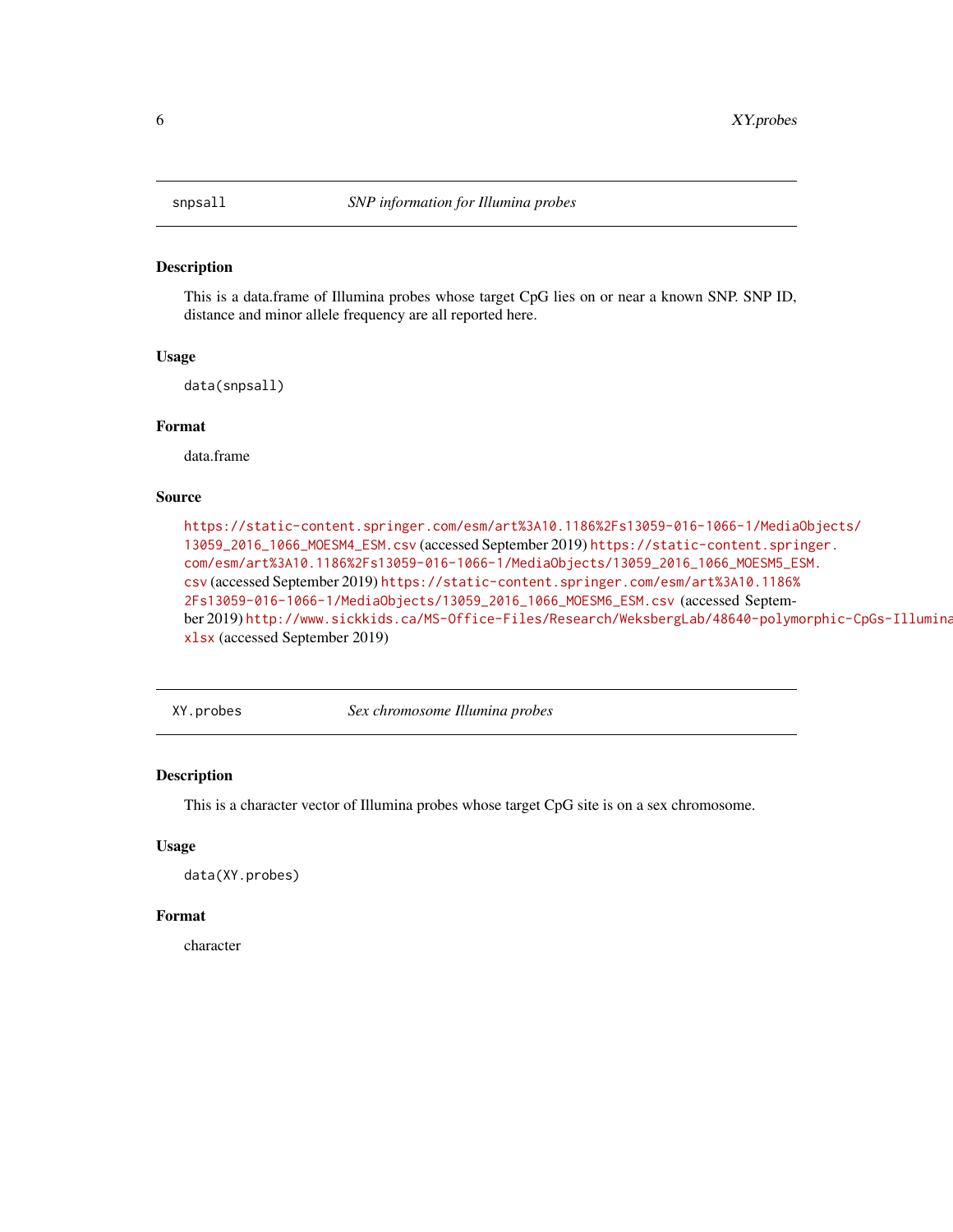## snpsall *SNP information for Illumina probes*

### Description

This is a data.frame of Illumina probes whose target CpG lies on or near a known SNP. SNP ID, distance and minor allele frequency are all reported here.

### Usage

```
data(snpsall)
```

### Format

data.frame

### Source

https://static-content.springer.com/esm/art%3A10.1186%2Fs13059-016-1066-1/MediaObjects/13059_2016_1066_MOESM4_ESM.csv (accessed September 2019) https://static-content.springer.com/esm/art%3A10.1186%2Fs13059-016-1066-1/MediaObjects/13059_2016_1066_MOESM5_ESM.csv (accessed September 2019) https://static-content.springer.com/esm/art%3A10.1186%2Fs13059-016-1066-1/MediaObjects/13059_2016_1066_MOESM6_ESM.csv (accessed September 2019) http://www.sickkids.ca/MS-Office-Files/Research/WeksbergLab/48640-polymorphic-CpGs-Illumina xlsx (accessed September 2019)

## XY.probes *Sex chromosome Illumina probes*

### Description

This is a character vector of Illumina probes whose target CpG site is on a sex chromosome.

### Usage

```
data(XY.probes)
```

### Format

character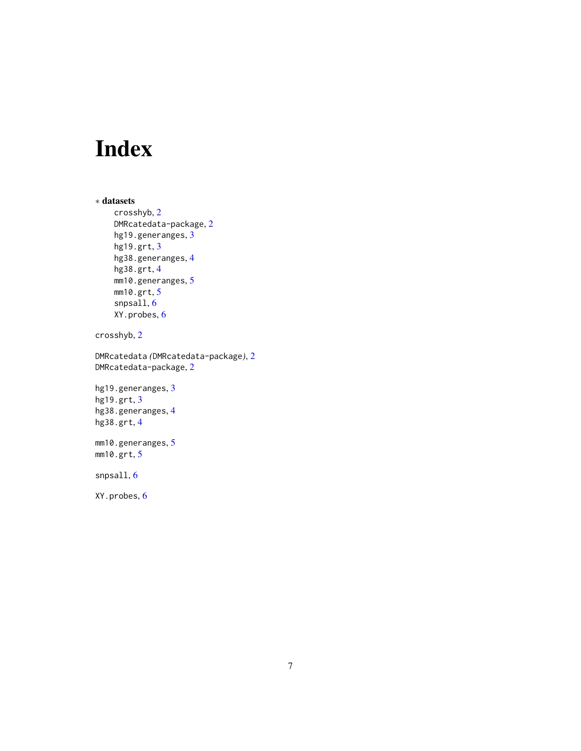# Index

∗ **datasets**

crosshyb, 2
DMRcatedata-package, 2
hg19.generanges, 3
hg19.grt, 3
hg38.generanges, 4
hg38.grt, 4
mm10.generanges, 5
mm10.grt, 5
snpsall, 6
XY.probes, 6

crosshyb, 2

DMRcatedata *(*DMRcatedata-package*)*, 2
DMRcatedata-package, 2

hg19.generanges, 3
hg19.grt, 3
hg38.generanges, 4
hg38.grt, 4

mm10.generanges, 5
mm10.grt, 5

snpsall, 6

XY.probes, 6